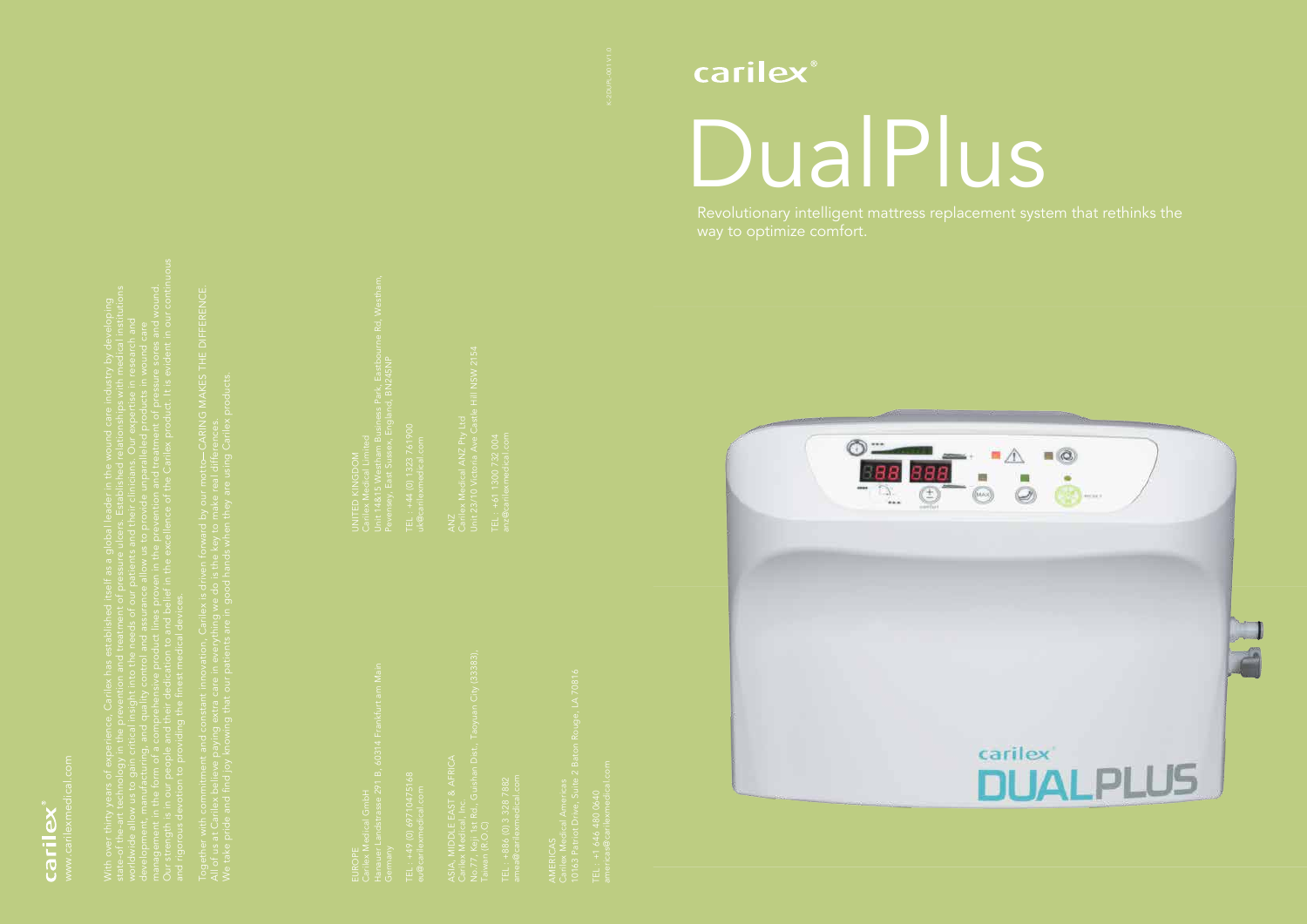# carilex®

# DualPlus

Revolutionary intelligent mattress replacement system that rethinks the way to optimize comfort.

---

carilex®

www.carilexmedical.com

With over thirty years of experience, Carilex has established itself as a global leader in the wound care industry by developing state-of-the-art technology in the prevention and treatment of pressure ulcers. Established relationships with medical institutions worldwide allow us to gain critical insight into the needs of our patients and their clinicians. Our expertise in research and development, manufacturing, and quality control and assurance allow us to provide unparalleled products in wound care management in the form of a comprehensive product lines proven in the prevention and treatment of pressure sores and wound. Our strength is in our people and their dedication to and belief in the excellence of the Carilex product. It is evident in our continuous and rigorous devotion to providing the finest medical devices.

Together with commitment and constant innovation, Carilex is driven forward by our motto—CARING MAKES THE DIFFERENCE. All of us at Carilex believe paying extra care in everything we do is the key to make real differences. We take pride and find joy knowing that our patients are in good hands when they are using Carilex products.

EUROPE
Carilex Medical GmbH
Hanauer Landstrasse 291 B, 60314 Frankfurt am Main
Germany

TEL : +49 (0) 69710475168
eu@carilexmedical.com

ASIA, MIDDLE EAST & AFRICA
Carilex Medical, Inc.
No.77, Keji 1st Rd., Guishan Dist., Taoyuan City (33383), Taiwan (R.O.C)

TEL : +886 (0)3 328 7882
amea@carilexmedical.com

AMERICAS
Carilex Medical Americas
10163 Patriot Drive, Suite 2 Baton Rouge, LA 70816

TEL : +1 646 480 0640
americas@carilexmedical.com

UNITED KINGDOM
Carilex Medical Limited
Unit 14&15 Westham Business Park, Eastbourne Rd, Westham, Pevensey, East Sussex, England, BN245NP

TEL : +44 (0) 1323 761900
uk@carilexmedical.com

ANZ
Carilex Medical ANZ Pty Ltd
Unit 23/10 Victoria Ave Castle Hill NSW 2154

TEL : +61 1300 732 004
anz@carilexmedical.com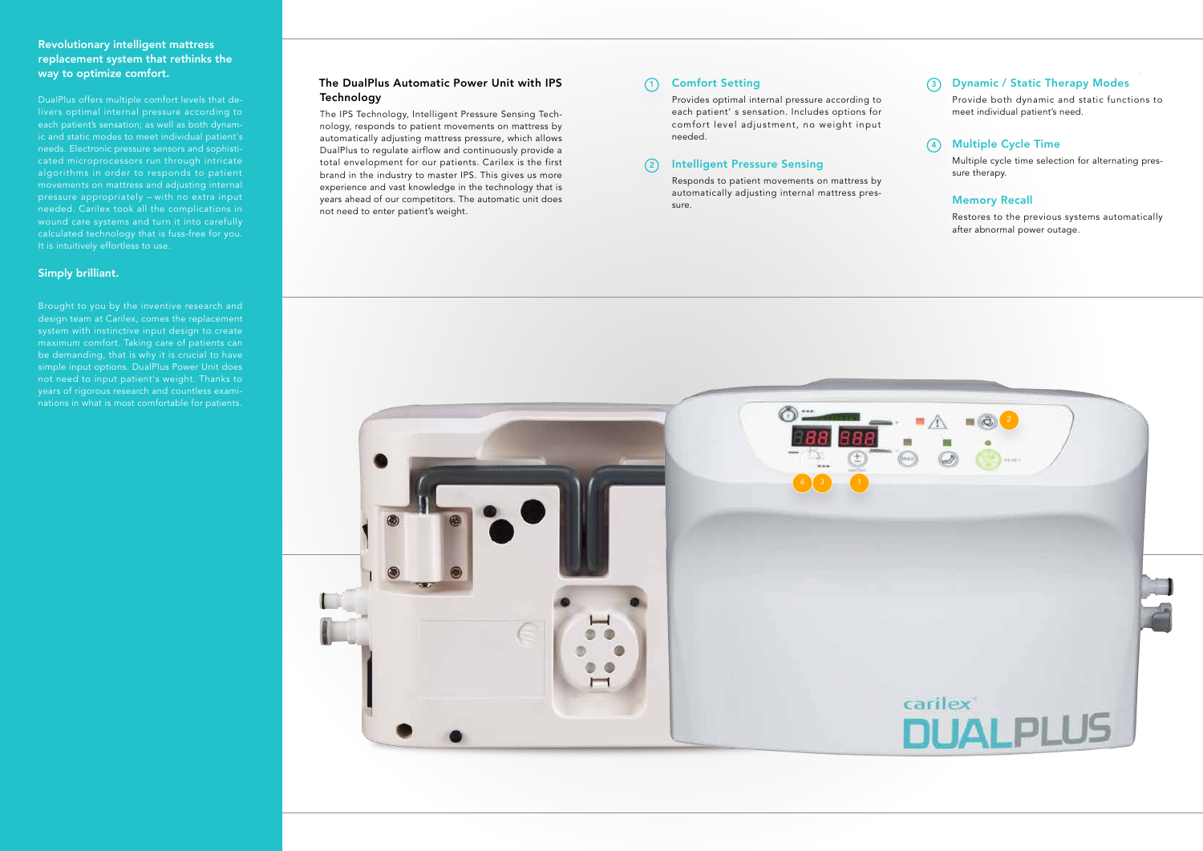## Revolutionary intelligent mattress replacement system that rethinks the way to optimize comfort.

DualPlus offers multiple comfort levels that delivers optimal internal pressure according to each patient's sensation; as well as both dynamic and static modes to meet individual patient's needs. Electronic pressure sensors and sophisticated microprocessors run through intricate algorithms in order to responds to patient movements on mattress and adjusting internal pressure appropriately – with no extra input needed. Carilex took all the complications in wound care systems and turn it into carefully calculated technology that is fuss-free for you. It is intuitively effortless to use.

## Simply brilliant.

Brought to you by the inventive research and design team at Carilex, comes the replacement system with instinctive input design to create maximum comfort. Taking care of patients can be demanding, that is why it is crucial to have simple input options. DualPlus Power Unit does not need to input patient's weight. Thanks to years of rigorous research and countless examinations in what is most comfortable for patients.

### The DualPlus Automatic Power Unit with IPS Technology

The IPS Technology, Intelligent Pressure Sensing Technology, responds to patient movements on mattress by automatically adjusting mattress pressure, which allows DualPlus to regulate airflow and continuously provide a total envelopment for our patients. Carilex is the first brand in the industry to master IPS. This gives us more experience and vast knowledge in the technology that is years ahead of our competitors. The automatic unit does not need to enter patient's weight.

### ① Comfort Setting

Provides optimal internal pressure according to each patient' s sensation. Includes options for comfort level adjustment, no weight input needed.

### ② Intelligent Pressure Sensing

Responds to patient movements on mattress by automatically adjusting internal mattress pressure.

### ③ Dynamic / Static Therapy Modes

Provide both dynamic and static functions to meet individual patient's need.

### ④ Multiple Cycle Time

Multiple cycle time selection for alternating pressure therapy.

### Memory Recall

Restores to the previous systems automatically after abnormal power outage.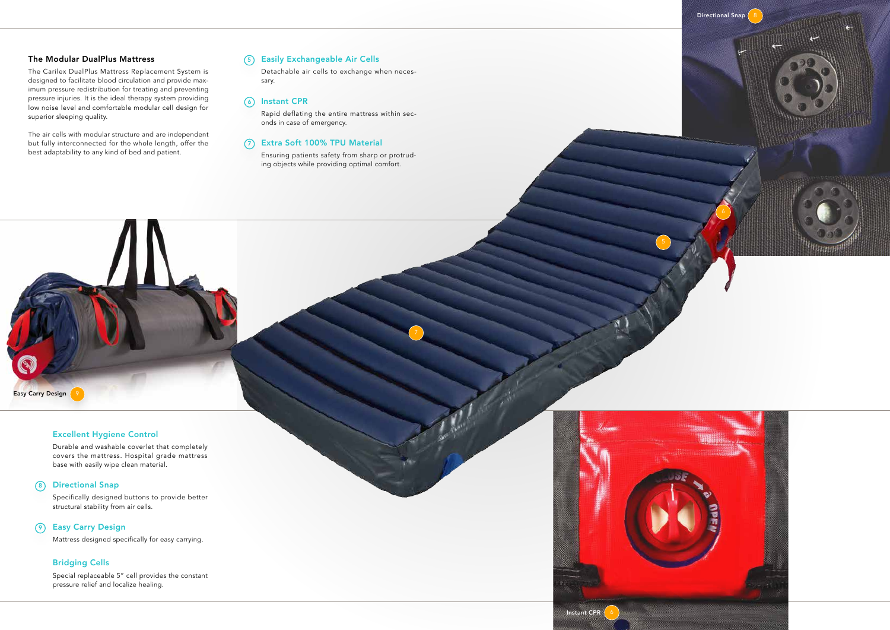## The Modular DualPlus Mattress

The Carilex DualPlus Mattress Replacement System is designed to facilitate blood circulation and provide maximum pressure redistribution for treating and preventing pressure injuries. It is the ideal therapy system providing low noise level and comfortable modular cell design for superior sleeping quality.

The air cells with modular structure and are independent but fully interconnected for the whole length, offer the best adaptability to any kind of bed and patient.

### ⑤ Easily Exchangeable Air Cells

Detachable air cells to exchange when necessary.

### ⑥ Instant CPR

Rapid deflating the entire mattress within seconds in case of emergency.

### ⑦ Extra Soft 100% TPU Material

Ensuring patients safety from sharp or protruding objects while providing optimal comfort.

### Excellent Hygiene Control

Durable and washable coverlet that completely covers the mattress. Hospital grade mattress base with easily wipe clean material.

### ⑧ Directional Snap

Specifically designed buttons to provide better structural stability from air cells.

### ⑨ Easy Carry Design

Mattress designed specifically for easy carrying.

### Bridging Cells

Special replaceable 5" cell provides the constant pressure relief and localize healing.

Directional Snap 8

Easy Carry Design 9

Instant CPR 6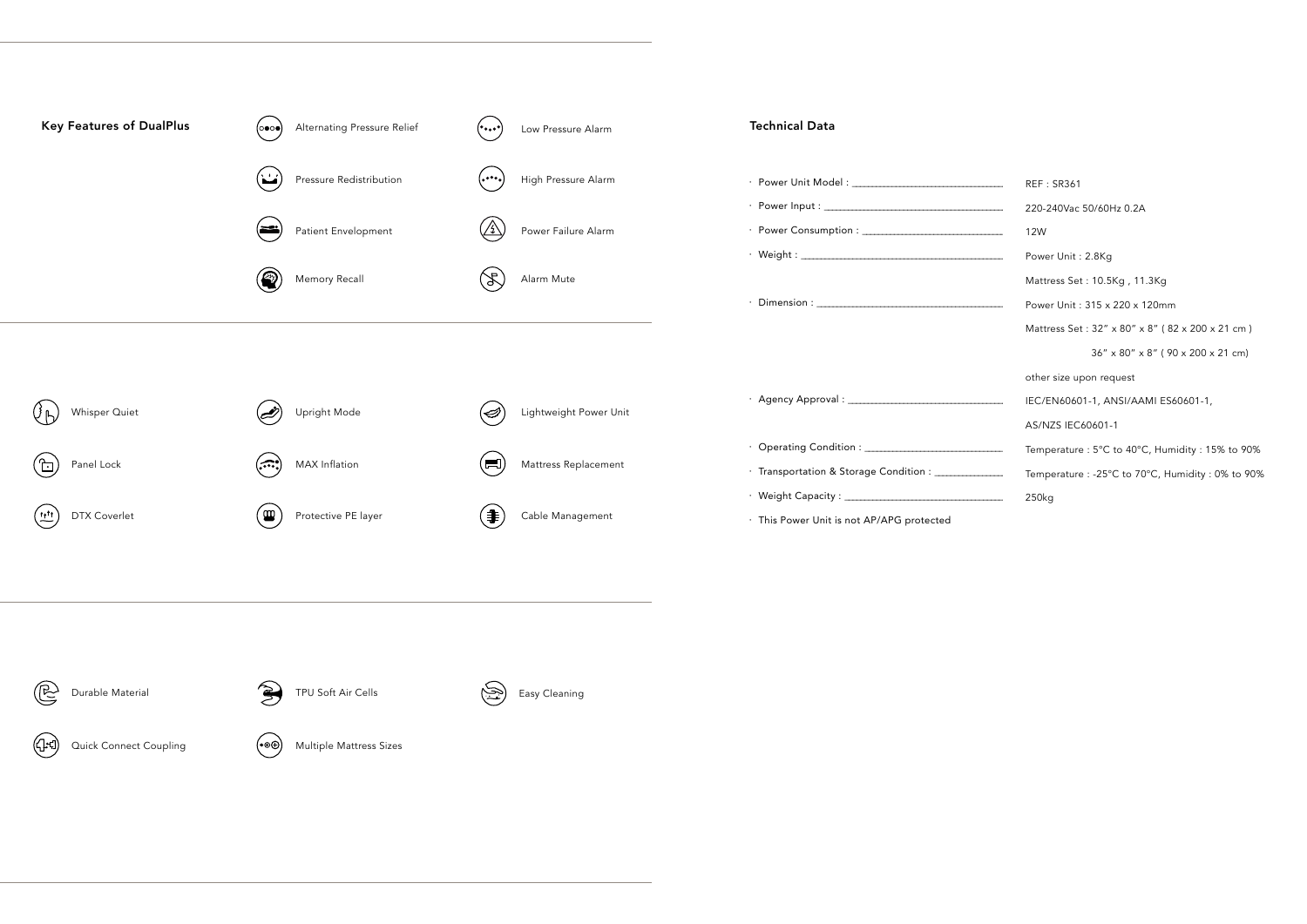## Key Features of DualPlus

- Alternating Pressure Relief
- Low Pressure Alarm
- Pressure Redistribution
- High Pressure Alarm
- Patient Envelopment
- Power Failure Alarm
- Memory Recall
- Alarm Mute

- Whisper Quiet
- Upright Mode
- Lightweight Power Unit
- Panel Lock
- MAX Inflation
- Mattress Replacement
- DTX Coverlet
- Protective PE layer
- Cable Management

- Durable Material
- TPU Soft Air Cells
- Easy Cleaning
- Quick Connect Coupling
- Multiple Mattress Sizes

## Technical Data

| | |
|---|---|
| · Power Unit Model : | REF : SR361 |
| · Power Input : | 220-240Vac 50/60Hz 0.2A |
| · Power Consumption : | 12W |
| · Weight : | Power Unit : 2.8Kg |
| | Mattress Set : 10.5Kg , 11.3Kg |
| · Dimension : | Power Unit : 315 x 220 x 120mm |
| | Mattress Set : 32” x 80” x 8” ( 82 x 200 x 21 cm ) |
| | 36” x 80” x 8” ( 90 x 200 x 21 cm) |
| | other size upon request |
| · Agency Approval : | IEC/EN60601-1, ANSI/AAMI ES60601-1, AS/NZS IEC60601-1 |
| · Operating Condition : | Temperature : 5°C to 40°C, Humidity : 15% to 90% |
| · Transportation & Storage Condition : | Temperature : -25°C to 70°C, Humidity : 0% to 90% |
| · Weight Capacity : | 250kg |

· This Power Unit is not AP/APG protected